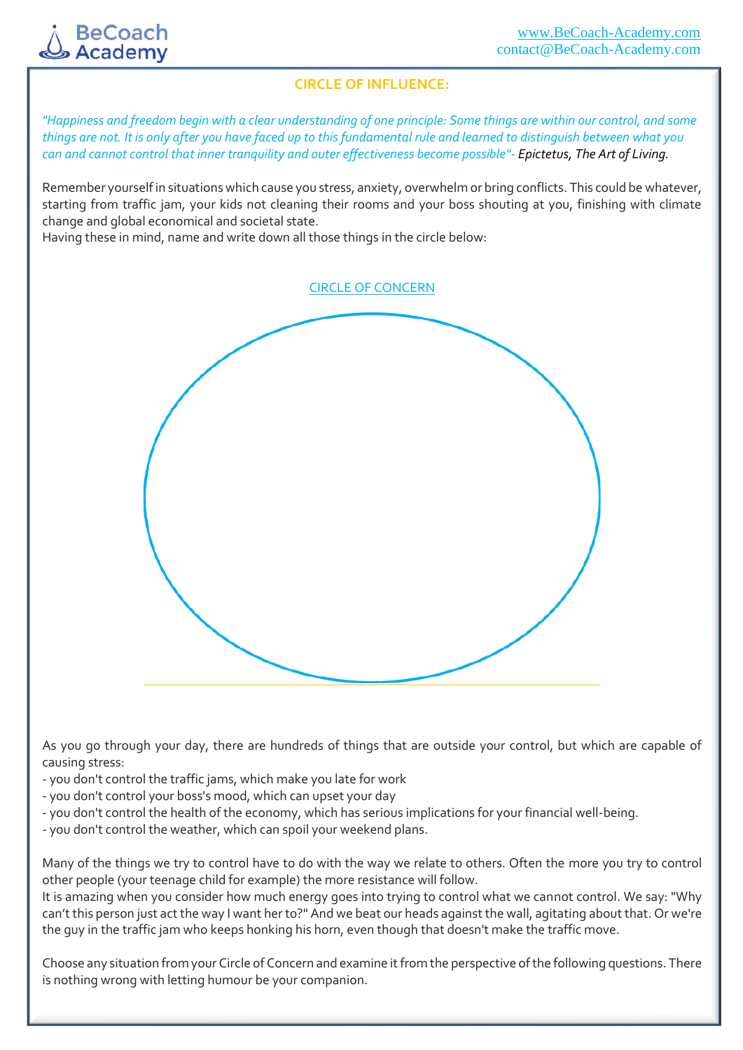## CIRCLE OF INFLUENCE:

*"Happiness and freedom begin with a clear understanding of one principle: Some things are within our control, and some things are not. It is only after you have faced up to this fundamental rule and learned to distinguish between what you can and cannot control that inner tranquility and outer effectiveness become possible"- Epictetus, The Art of Living.*

Remember yourself in situations which cause you stress, anxiety, overwhelm or bring conflicts. This could be whatever, starting from traffic jam, your kids not cleaning their rooms and your boss shouting at you, finishing with climate change and global economical and societal state.
Having these in mind, name and write down all those things in the circle below:

CIRCLE OF CONCERN

As you go through your day, there are hundreds of things that are outside your control, but which are capable of causing stress:
- you don't control the traffic jams, which make you late for work
- you don't control your boss's mood, which can upset your day
- you don't control the health of the economy, which has serious implications for your financial well-being.
- you don't control the weather, which can spoil your weekend plans.

Many of the things we try to control have to do with the way we relate to others. Often the more you try to control other people (your teenage child for example) the more resistance will follow.
It is amazing when you consider how much energy goes into trying to control what we cannot control. We say: "Why can't this person just act the way I want her to?" And we beat our heads against the wall, agitating about that. Or we're the guy in the traffic jam who keeps honking his horn, even though that doesn't make the traffic move.

Choose any situation from your Circle of Concern and examine it from the perspective of the following questions. There is nothing wrong with letting humour be your companion.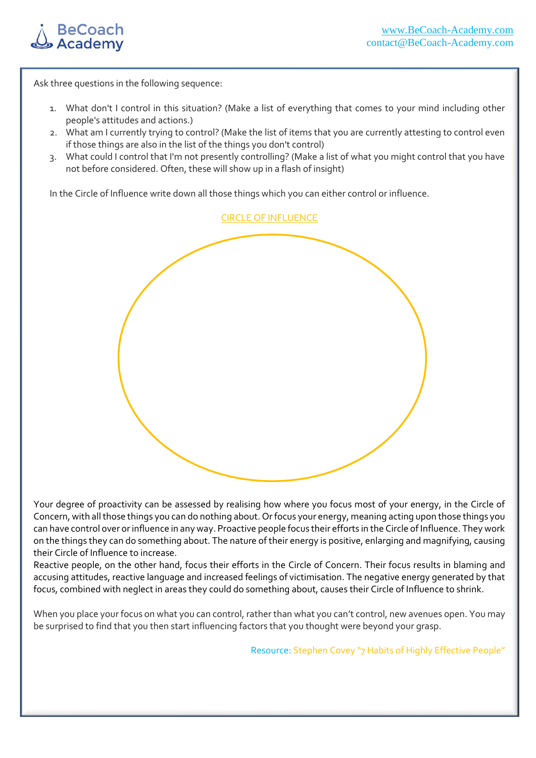Ask three questions in the following sequence:

1. What don't I control in this situation? (Make a list of everything that comes to your mind including other people's attitudes and actions.)
2. What am I currently trying to control? (Make the list of items that you are currently attesting to control even if those things are also in the list of the things you don't control)
3. What could I control that I'm not presently controlling? (Make a list of what you might control that you have not before considered. Often, these will show up in a flash of insight)

In the Circle of Influence write down all those things which you can either control or influence.

CIRCLE OF INFLUENCE

Your degree of proactivity can be assessed by realising how where you focus most of your energy, in the Circle of Concern, with all those things you can do nothing about. Or focus your energy, meaning acting upon those things you can have control over or influence in any way. Proactive people focus their efforts in the Circle of Influence. They work on the things they can do something about. The nature of their energy is positive, enlarging and magnifying, causing their Circle of Influence to increase.
Reactive people, on the other hand, focus their efforts in the Circle of Concern. Their focus results in blaming and accusing attitudes, reactive language and increased feelings of victimisation. The negative energy generated by that focus, combined with neglect in areas they could do something about, causes their Circle of Influence to shrink.

When you place your focus on what you can control, rather than what you can't control, new avenues open. You may be surprised to find that you then start influencing factors that you thought were beyond your grasp.

Resource: Stephen Covey "7 Habits of Highly Effective People"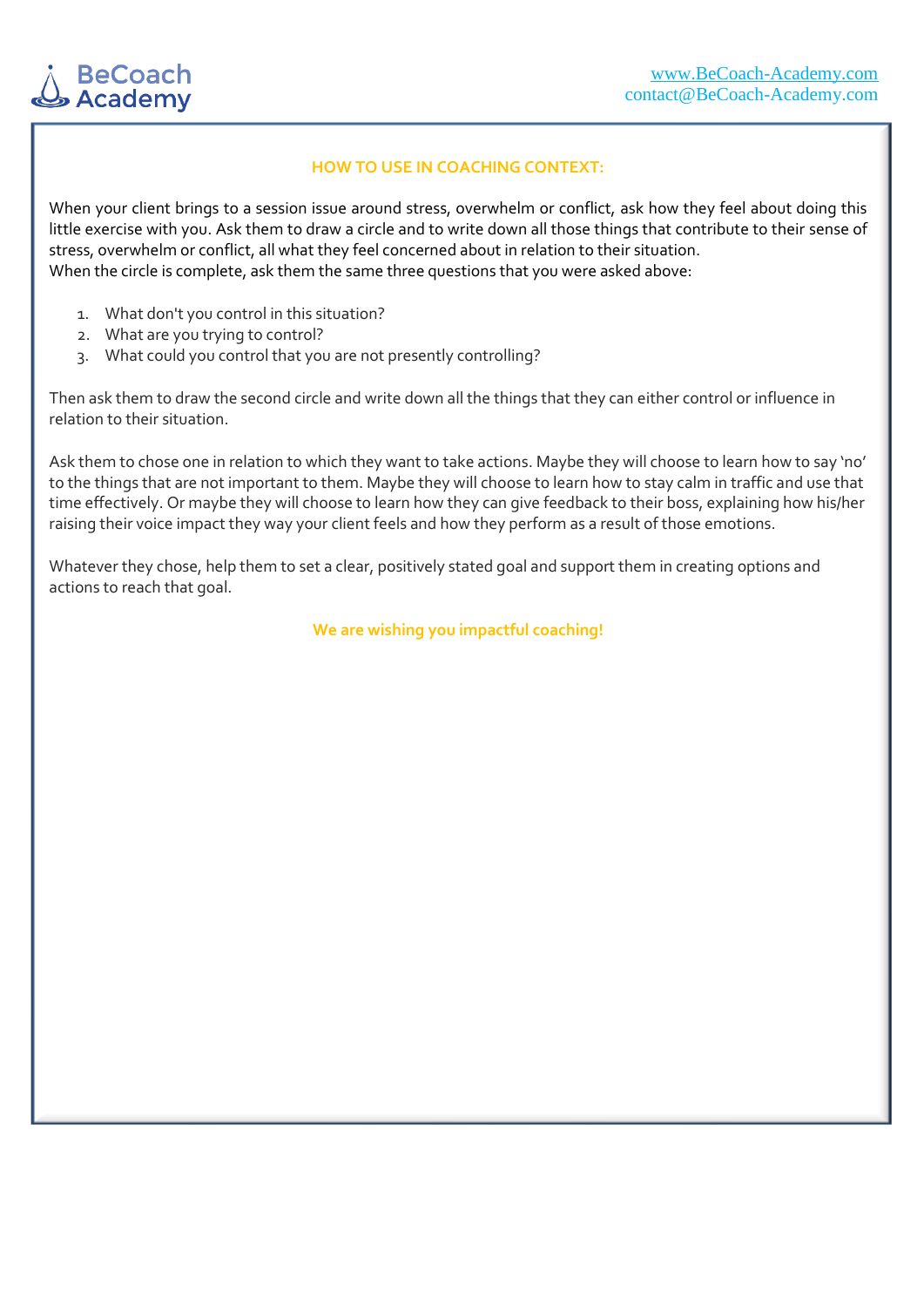## HOW TO USE IN COACHING CONTEXT:

When your client brings to a session issue around stress, overwhelm or conflict, ask how they feel about doing this little exercise with you. Ask them to draw a circle and to write down all those things that contribute to their sense of stress, overwhelm or conflict, all what they feel concerned about in relation to their situation.
When the circle is complete, ask them the same three questions that you were asked above:

1. What don't you control in this situation?
2. What are you trying to control?
3. What could you control that you are not presently controlling?

Then ask them to draw the second circle and write down all the things that they can either control or influence in relation to their situation.

Ask them to chose one in relation to which they want to take actions. Maybe they will choose to learn how to say 'no' to the things that are not important to them. Maybe they will choose to learn how to stay calm in traffic and use that time effectively. Or maybe they will choose to learn how they can give feedback to their boss, explaining how his/her raising their voice impact they way your client feels and how they perform as a result of those emotions.

Whatever they chose, help them to set a clear, positively stated goal and support them in creating options and actions to reach that goal.

**We are wishing you impactful coaching!**